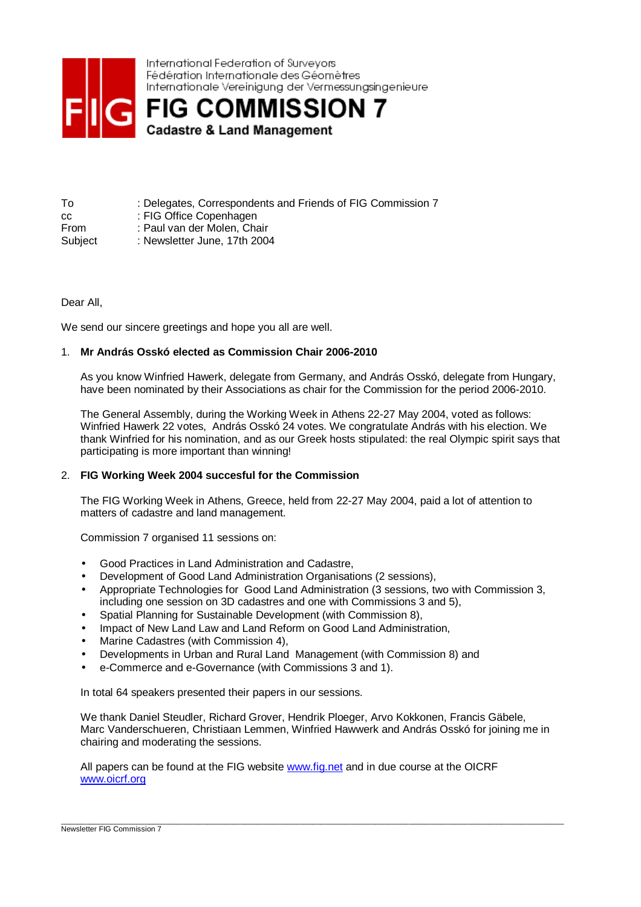International Federation of Surveyors
Fédération Internationale des Géomètres
Internationale Vereinigung der Vermessungsingenieure

# FIG COMMISSION 7

**Cadastre & Land Management**

To : Delegates, Correspondents and Friends of FIG Commission 7
cc : FIG Office Copenhagen
From : Paul van der Molen, Chair
Subject : Newsletter June, 17th 2004

Dear All,

We send our sincere greetings and hope you all are well.

## 1. Mr András Osskó elected as Commission Chair 2006-2010

As you know Winfried Hawerk, delegate from Germany, and András Osskó, delegate from Hungary, have been nominated by their Associations as chair for the Commission for the period 2006-2010.

The General Assembly, during the Working Week in Athens 22-27 May 2004, voted as follows: Winfried Hawerk 22 votes, András Osskó 24 votes. We congratulate András with his election. We thank Winfried for his nomination, and as our Greek hosts stipulated: the real Olympic spirit says that participating is more important than winning!

## 2. FIG Working Week 2004 succesful for the Commission

The FIG Working Week in Athens, Greece, held from 22-27 May 2004, paid a lot of attention to matters of cadastre and land management.

Commission 7 organised 11 sessions on:

- Good Practices in Land Administration and Cadastre,
- Development of Good Land Administration Organisations (2 sessions),
- Appropriate Technologies for Good Land Administration (3 sessions, two with Commission 3, including one session on 3D cadastres and one with Commissions 3 and 5),
- Spatial Planning for Sustainable Development (with Commission 8),
- Impact of New Land Law and Land Reform on Good Land Administration,
- Marine Cadastres (with Commission 4),
- Developments in Urban and Rural Land Management (with Commission 8) and
- e-Commerce and e-Governance (with Commissions 3 and 1).

In total 64 speakers presented their papers in our sessions.

We thank Daniel Steudler, Richard Grover, Hendrik Ploeger, Arvo Kokkonen, Francis Gäbele, Marc Vanderschueren, Christiaan Lemmen, Winfried Hawwerk and András Osskó for joining me in chairing and moderating the sessions.

All papers can be found at the FIG website www.fig.net and in due course at the OICRF www.oicrf.org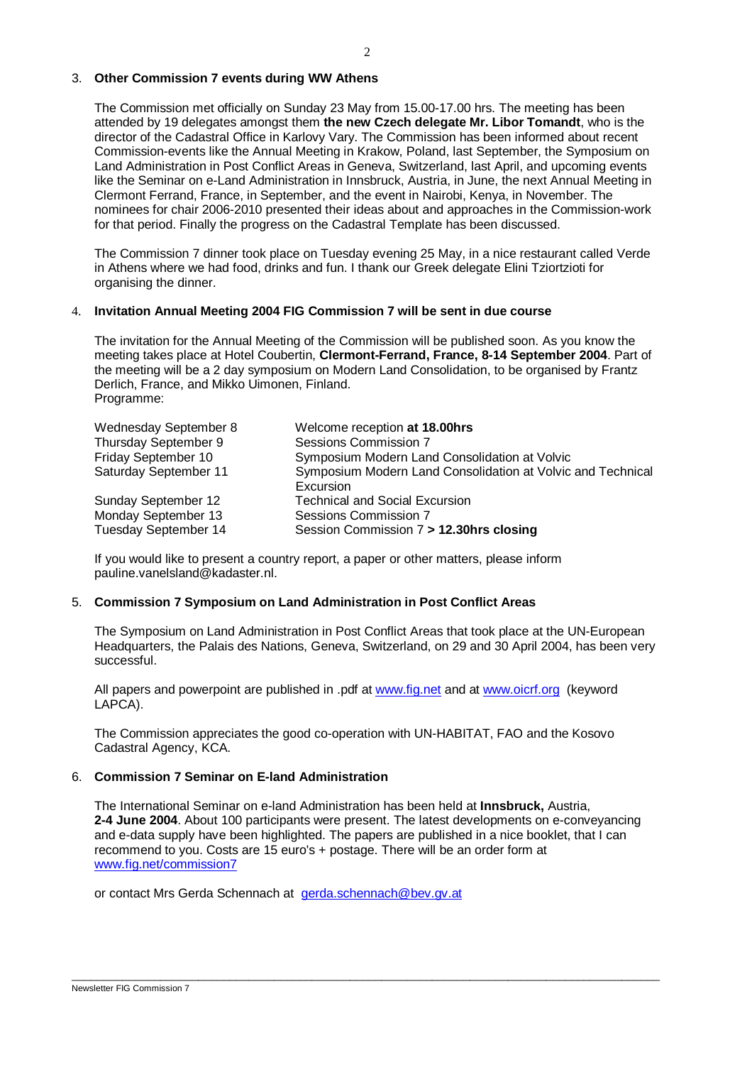## 3. Other Commission 7 events during WW Athens

The Commission met officially on Sunday 23 May from 15.00-17.00 hrs. The meeting has been attended by 19 delegates amongst them **the new Czech delegate Mr. Libor Tomandt**, who is the director of the Cadastral Office in Karlovy Vary. The Commission has been informed about recent Commission-events like the Annual Meeting in Krakow, Poland, last September, the Symposium on Land Administration in Post Conflict Areas in Geneva, Switzerland, last April, and upcoming events like the Seminar on e-Land Administration in Innsbruck, Austria, in June, the next Annual Meeting in Clermont Ferrand, France, in September, and the event in Nairobi, Kenya, in November. The nominees for chair 2006-2010 presented their ideas about and approaches in the Commission-work for that period. Finally the progress on the Cadastral Template has been discussed.

The Commission 7 dinner took place on Tuesday evening 25 May, in a nice restaurant called Verde in Athens where we had food, drinks and fun. I thank our Greek delegate Elini Tziortzioti for organising the dinner.

## 4. Invitation Annual Meeting 2004 FIG Commission 7 will be sent in due course

The invitation for the Annual Meeting of the Commission will be published soon. As you know the meeting takes place at Hotel Coubertin, **Clermont-Ferrand, France, 8-14 September 2004**. Part of the meeting will be a 2 day symposium on Modern Land Consolidation, to be organised by Frantz Derlich, France, and Mikko Uimonen, Finland.
Programme:

| | |
|---|---|
| Wednesday September 8 | Welcome reception **at 18.00hrs** |
| Thursday September 9 | Sessions Commission 7 |
| Friday September 10 | Symposium Modern Land Consolidation at Volvic |
| Saturday September 11 | Symposium Modern Land Consolidation at Volvic and Technical Excursion |
| Sunday September 12 | Technical and Social Excursion |
| Monday September 13 | Sessions Commission 7 |
| Tuesday September 14 | Session Commission 7 **> 12.30hrs closing** |

If you would like to present a country report, a paper or other matters, please inform pauline.vanelsland@kadaster.nl.

## 5. Commission 7 Symposium on Land Administration in Post Conflict Areas

The Symposium on Land Administration in Post Conflict Areas that took place at the UN-European Headquarters, the Palais des Nations, Geneva, Switzerland, on 29 and 30 April 2004, has been very successful.

All papers and powerpoint are published in .pdf at www.fig.net and at www.oicrf.org (keyword LAPCA).

The Commission appreciates the good co-operation with UN-HABITAT, FAO and the Kosovo Cadastral Agency, KCA.

## 6. Commission 7 Seminar on E-land Administration

The International Seminar on e-land Administration has been held at **Innsbruck,** Austria, **2-4 June 2004**. About 100 participants were present. The latest developments on e-conveyancing and e-data supply have been highlighted. The papers are published in a nice booklet, that I can recommend to you. Costs are 15 euro's + postage. There will be an order form at www.fig.net/commission7

or contact Mrs Gerda Schennach at gerda.schennach@bev.gv.at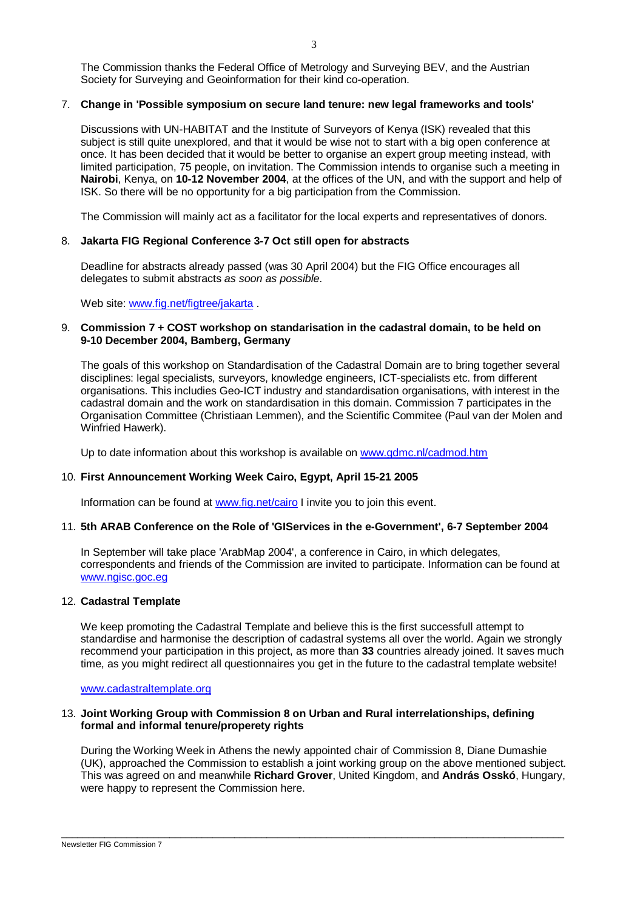The Commission thanks the Federal Office of Metrology and Surveying BEV, and the Austrian Society for Surveying and Geoinformation for their kind co-operation.

7. **Change in 'Possible symposium on secure land tenure: new legal frameworks and tools'**

   Discussions with UN-HABITAT and the Institute of Surveyors of Kenya (ISK) revealed that this subject is still quite unexplored, and that it would be wise not to start with a big open conference at once. It has been decided that it would be better to organise an expert group meeting instead, with limited participation, 75 people, on invitation. The Commission intends to organise such a meeting in **Nairobi**, Kenya, on **10-12 November 2004**, at the offices of the UN, and with the support and help of ISK. So there will be no opportunity for a big participation from the Commission.

   The Commission will mainly act as a facilitator for the local experts and representatives of donors.

8. **Jakarta FIG Regional Conference 3-7 Oct still open for abstracts**

   Deadline for abstracts already passed (was 30 April 2004) but the FIG Office encourages all delegates to submit abstracts *as soon as possible*.

   Web site: [www.fig.net/figtree/jakarta](www.fig.net/figtree/jakarta) .

9. **Commission 7 + COST workshop on standarisation in the cadastral domain, to be held on 9-10 December 2004, Bamberg, Germany**

   The goals of this workshop on Standardisation of the Cadastral Domain are to bring together several disciplines: legal specialists, surveyors, knowledge engineers, ICT-specialists etc. from different organisations. This includies Geo-ICT industry and standardisation organisations, with interest in the cadastral domain and the work on standardisation in this domain. Commission 7 participates in the Organisation Committee (Christiaan Lemmen), and the Scientific Commitee (Paul van der Molen and Winfried Hawerk).

   Up to date information about this workshop is available on [www.gdmc.nl/cadmod.htm](www.gdmc.nl/cadmod.htm)

10. **First Announcement Working Week Cairo, Egypt, April 15-21 2005**

    Information can be found at [www.fig.net/cairo](www.fig.net/cairo) I invite you to join this event.

11. **5th ARAB Conference on the Role of 'GIServices in the e-Government', 6-7 September 2004**

    In September will take place 'ArabMap 2004', a conference in Cairo, in which delegates, correspondents and friends of the Commission are invited to participate. Information can be found at [www.ngisc.goc.eg](www.ngisc.goc.eg)

12. **Cadastral Template**

    We keep promoting the Cadastral Template and believe this is the first successfull attempt to standardise and harmonise the description of cadastral systems all over the world. Again we strongly recommend your participation in this project, as more than **33** countries already joined. It saves much time, as you might redirect all questionnaires you get in the future to the cadastral template website!

    [www.cadastraltemplate.org](www.cadastraltemplate.org)

13. **Joint Working Group with Commission 8 on Urban and Rural interrelationships, defining formal and informal tenure/properety rights**

    During the Working Week in Athens the newly appointed chair of Commission 8, Diane Dumashie (UK), approached the Commission to establish a joint working group on the above mentioned subject. This was agreed on and meanwhile **Richard Grover**, United Kingdom, and **András Osskó**, Hungary, were happy to represent the Commission here.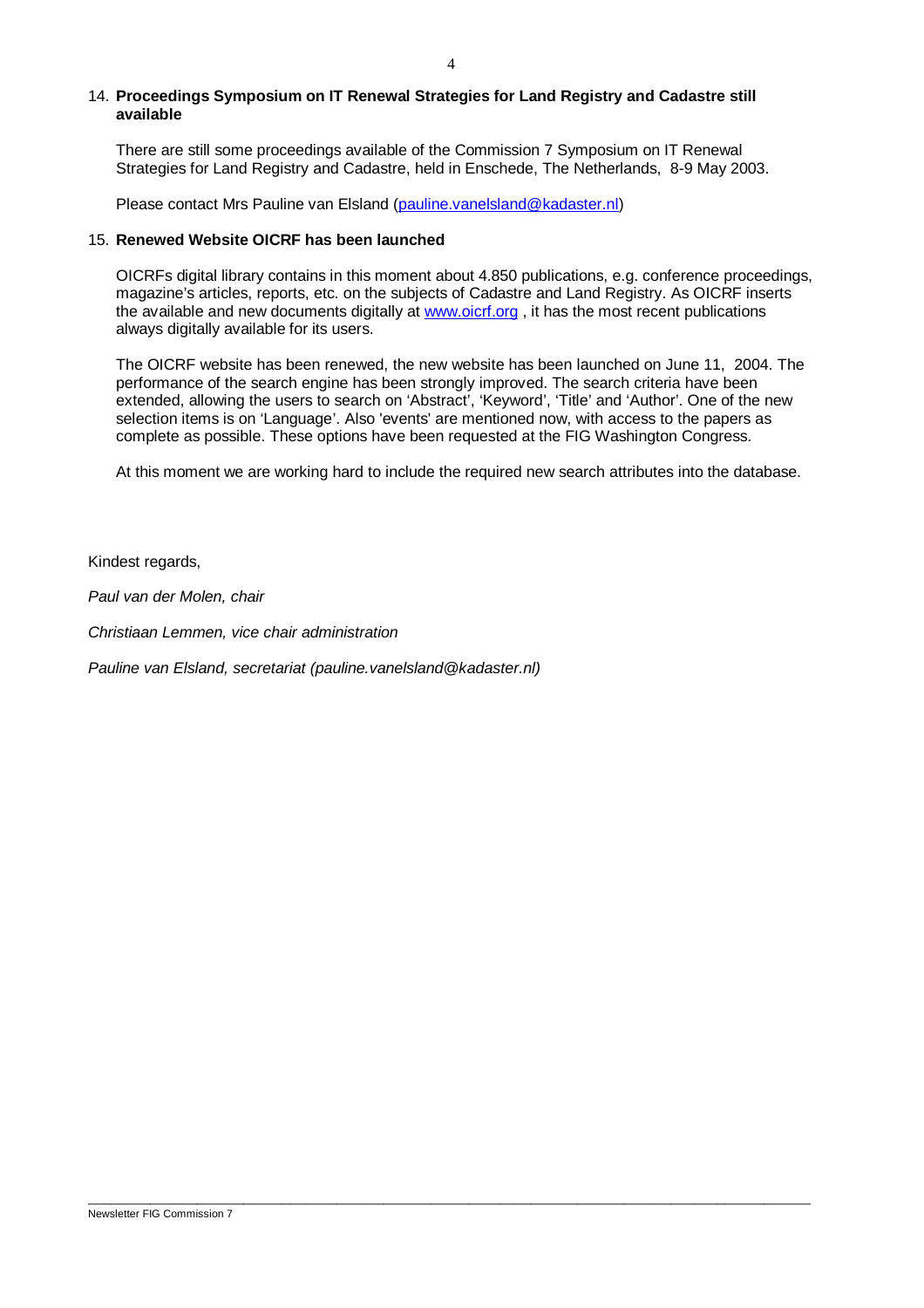14. **Proceedings Symposium on IT Renewal Strategies for Land Registry and Cadastre still available**

    There are still some proceedings available of the Commission 7 Symposium on IT Renewal Strategies for Land Registry and Cadastre, held in Enschede, The Netherlands, 8-9 May 2003.

    Please contact Mrs Pauline van Elsland (pauline.vanelsland@kadaster.nl)

15. **Renewed Website OICRF has been launched**

    OICRFs digital library contains in this moment about 4.850 publications, e.g. conference proceedings, magazine's articles, reports, etc. on the subjects of Cadastre and Land Registry. As OICRF inserts the available and new documents digitally at www.oicrf.org , it has the most recent publications always digitally available for its users.

    The OICRF website has been renewed, the new website has been launched on June 11, 2004. The performance of the search engine has been strongly improved. The search criteria have been extended, allowing the users to search on 'Abstract', 'Keyword', 'Title' and 'Author'. One of the new selection items is on 'Language'. Also 'events' are mentioned now, with access to the papers as complete as possible. These options have been requested at the FIG Washington Congress.

    At this moment we are working hard to include the required new search attributes into the database.

Kindest regards,

*Paul van der Molen, chair*

*Christiaan Lemmen, vice chair administration*

*Pauline van Elsland, secretariat (pauline.vanelsland@kadaster.nl)*